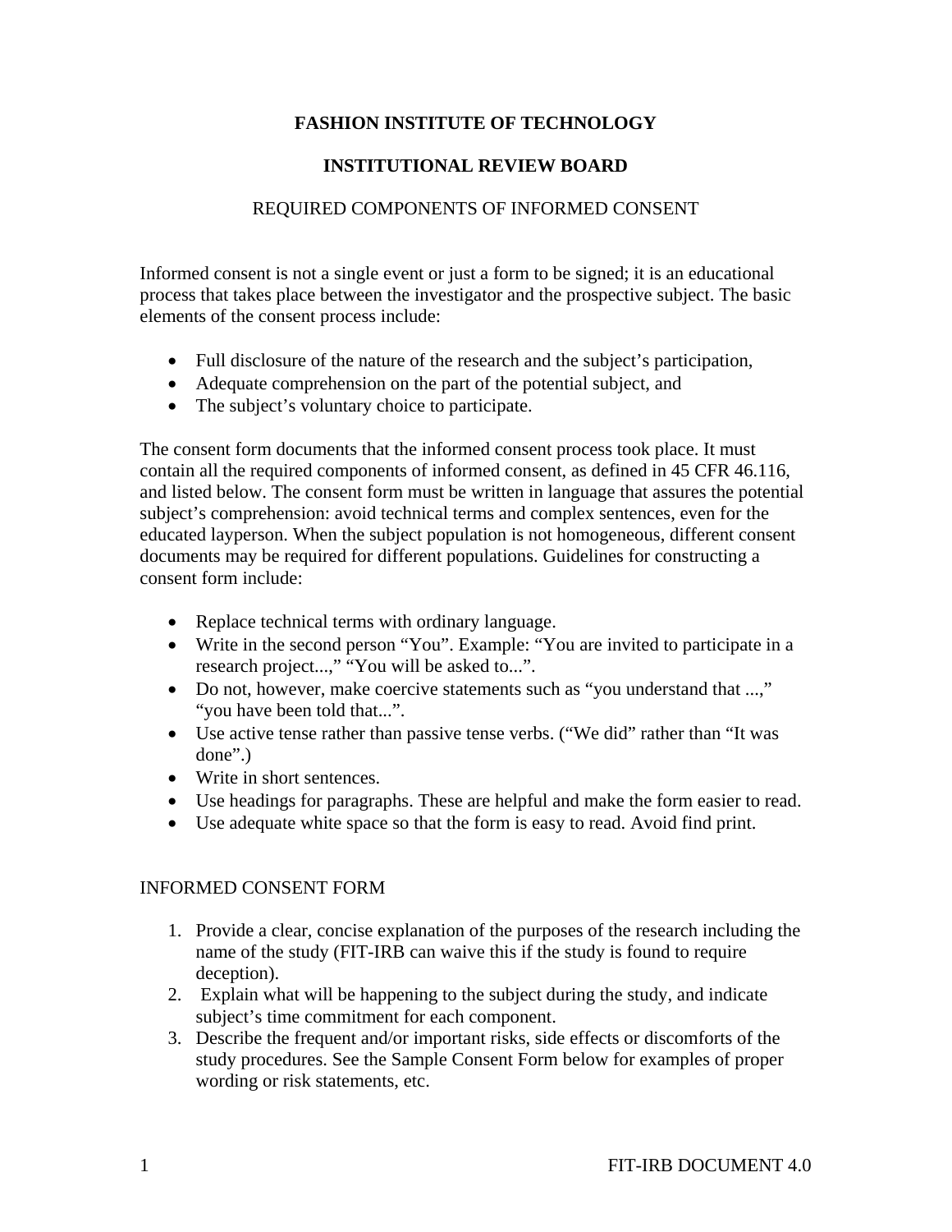# FASHION INSTITUTE OF TECHNOLOGY

## INSTITUTIONAL REVIEW BOARD

### REQUIRED COMPONENTS OF INFORMED CONSENT

Informed consent is not a single event or just a form to be signed; it is an educational process that takes place between the investigator and the prospective subject. The basic elements of the consent process include:

- Full disclosure of the nature of the research and the subject's participation,
- Adequate comprehension on the part of the potential subject, and
- The subject's voluntary choice to participate.

The consent form documents that the informed consent process took place. It must contain all the required components of informed consent, as defined in 45 CFR 46.116, and listed below. The consent form must be written in language that assures the potential subject's comprehension: avoid technical terms and complex sentences, even for the educated layperson. When the subject population is not homogeneous, different consent documents may be required for different populations. Guidelines for constructing a consent form include:

- Replace technical terms with ordinary language.
- Write in the second person "You". Example: "You are invited to participate in a research project...," "You will be asked to...".
- Do not, however, make coercive statements such as "you understand that ...," "you have been told that...".
- Use active tense rather than passive tense verbs. ("We did" rather than "It was done".)
- Write in short sentences.
- Use headings for paragraphs. These are helpful and make the form easier to read.
- Use adequate white space so that the form is easy to read. Avoid find print.

INFORMED CONSENT FORM

1. Provide a clear, concise explanation of the purposes of the research including the name of the study (FIT-IRB can waive this if the study is found to require deception).
2. Explain what will be happening to the subject during the study, and indicate subject's time commitment for each component.
3. Describe the frequent and/or important risks, side effects or discomforts of the study procedures. See the Sample Consent Form below for examples of proper wording or risk statements, etc.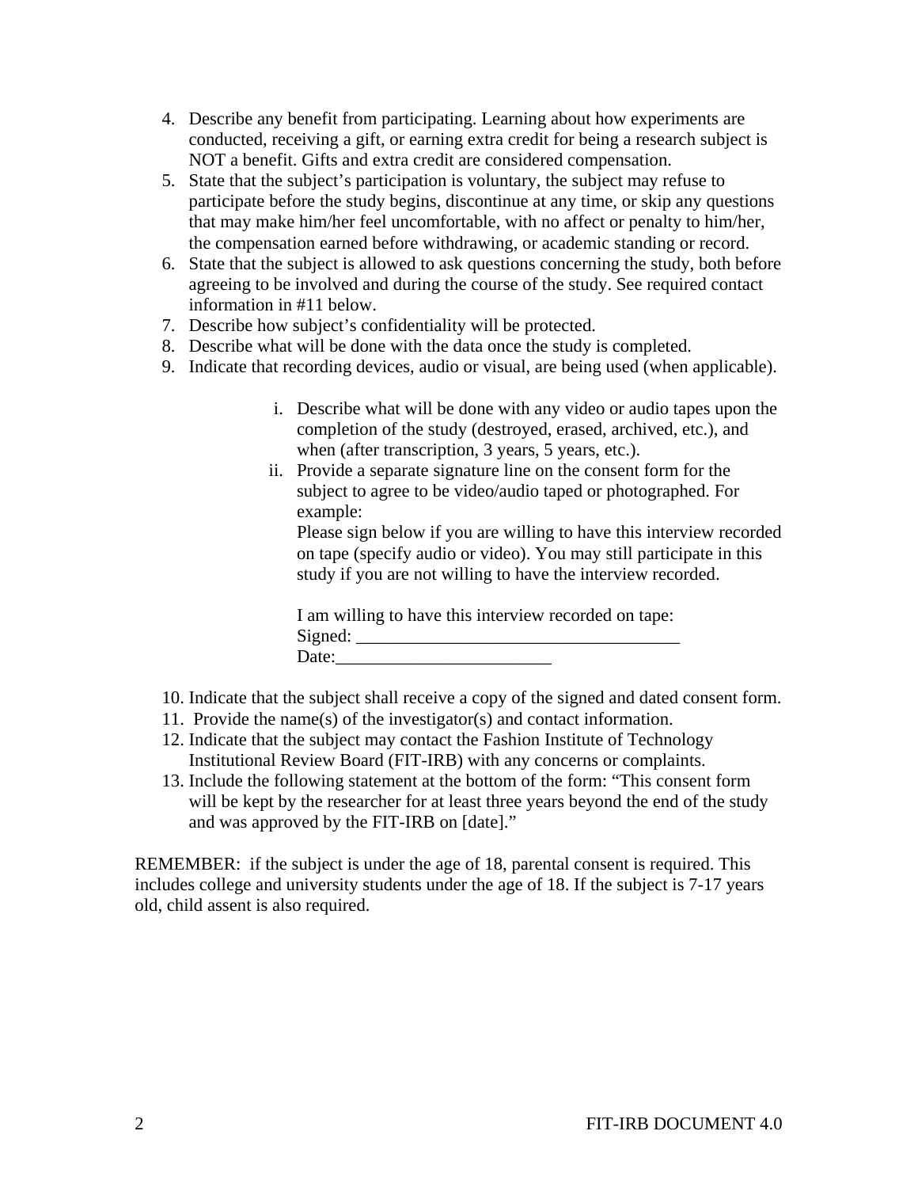4. Describe any benefit from participating. Learning about how experiments are conducted, receiving a gift, or earning extra credit for being a research subject is NOT a benefit. Gifts and extra credit are considered compensation.
5. State that the subject's participation is voluntary, the subject may refuse to participate before the study begins, discontinue at any time, or skip any questions that may make him/her feel uncomfortable, with no affect or penalty to him/her, the compensation earned before withdrawing, or academic standing or record.
6. State that the subject is allowed to ask questions concerning the study, both before agreeing to be involved and during the course of the study. See required contact information in #11 below.
7. Describe how subject's confidentiality will be protected.
8. Describe what will be done with the data once the study is completed.
9. Indicate that recording devices, audio or visual, are being used (when applicable).

    i. Describe what will be done with any video or audio tapes upon the completion of the study (destroyed, erased, archived, etc.), and when (after transcription, 3 years, 5 years, etc.).
    ii. Provide a separate signature line on the consent form for the subject to agree to be video/audio taped or photographed. For example:
    Please sign below if you are willing to have this interview recorded on tape (specify audio or video). You may still participate in this study if you are not willing to have the interview recorded.

    I am willing to have this interview recorded on tape:
    Signed: ____________________________________
    Date:________________________

10. Indicate that the subject shall receive a copy of the signed and dated consent form.
11. Provide the name(s) of the investigator(s) and contact information.
12. Indicate that the subject may contact the Fashion Institute of Technology Institutional Review Board (FIT-IRB) with any concerns or complaints.
13. Include the following statement at the bottom of the form: "This consent form will be kept by the researcher for at least three years beyond the end of the study and was approved by the FIT-IRB on [date]."

REMEMBER: if the subject is under the age of 18, parental consent is required. This includes college and university students under the age of 18. If the subject is 7-17 years old, child assent is also required.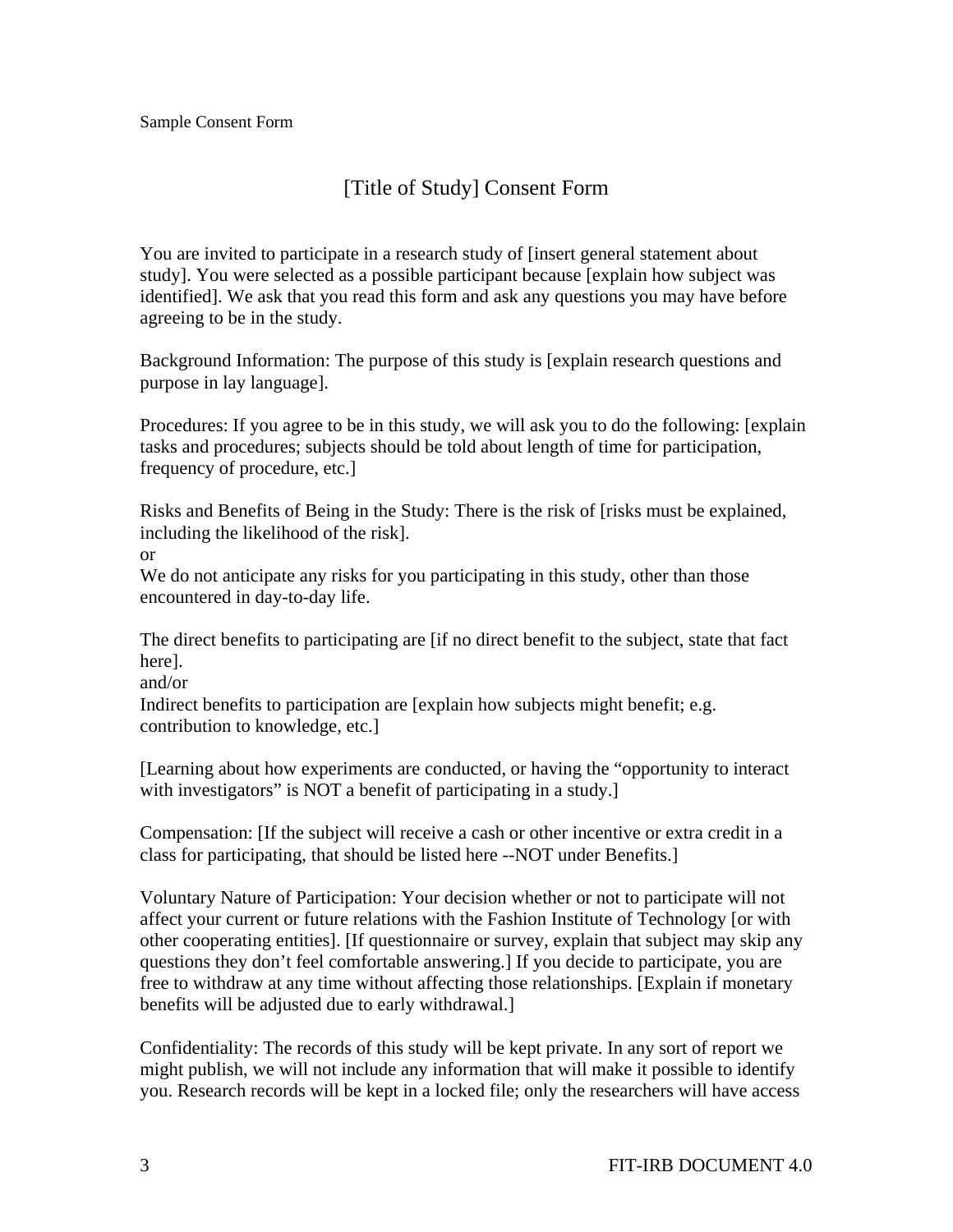Sample Consent Form

# [Title of Study] Consent Form

You are invited to participate in a research study of [insert general statement about study]. You were selected as a possible participant because [explain how subject was identified]. We ask that you read this form and ask any questions you may have before agreeing to be in the study.

Background Information: The purpose of this study is [explain research questions and purpose in lay language].

Procedures: If you agree to be in this study, we will ask you to do the following: [explain tasks and procedures; subjects should be told about length of time for participation, frequency of procedure, etc.]

Risks and Benefits of Being in the Study: There is the risk of [risks must be explained, including the likelihood of the risk].
or
We do not anticipate any risks for you participating in this study, other than those encountered in day-to-day life.

The direct benefits to participating are [if no direct benefit to the subject, state that fact here].
and/or
Indirect benefits to participation are [explain how subjects might benefit; e.g. contribution to knowledge, etc.]

[Learning about how experiments are conducted, or having the "opportunity to interact with investigators" is NOT a benefit of participating in a study.]

Compensation: [If the subject will receive a cash or other incentive or extra credit in a class for participating, that should be listed here --NOT under Benefits.]

Voluntary Nature of Participation: Your decision whether or not to participate will not affect your current or future relations with the Fashion Institute of Technology [or with other cooperating entities]. [If questionnaire or survey, explain that subject may skip any questions they don't feel comfortable answering.] If you decide to participate, you are free to withdraw at any time without affecting those relationships. [Explain if monetary benefits will be adjusted due to early withdrawal.]

Confidentiality: The records of this study will be kept private. In any sort of report we might publish, we will not include any information that will make it possible to identify you. Research records will be kept in a locked file; only the researchers will have access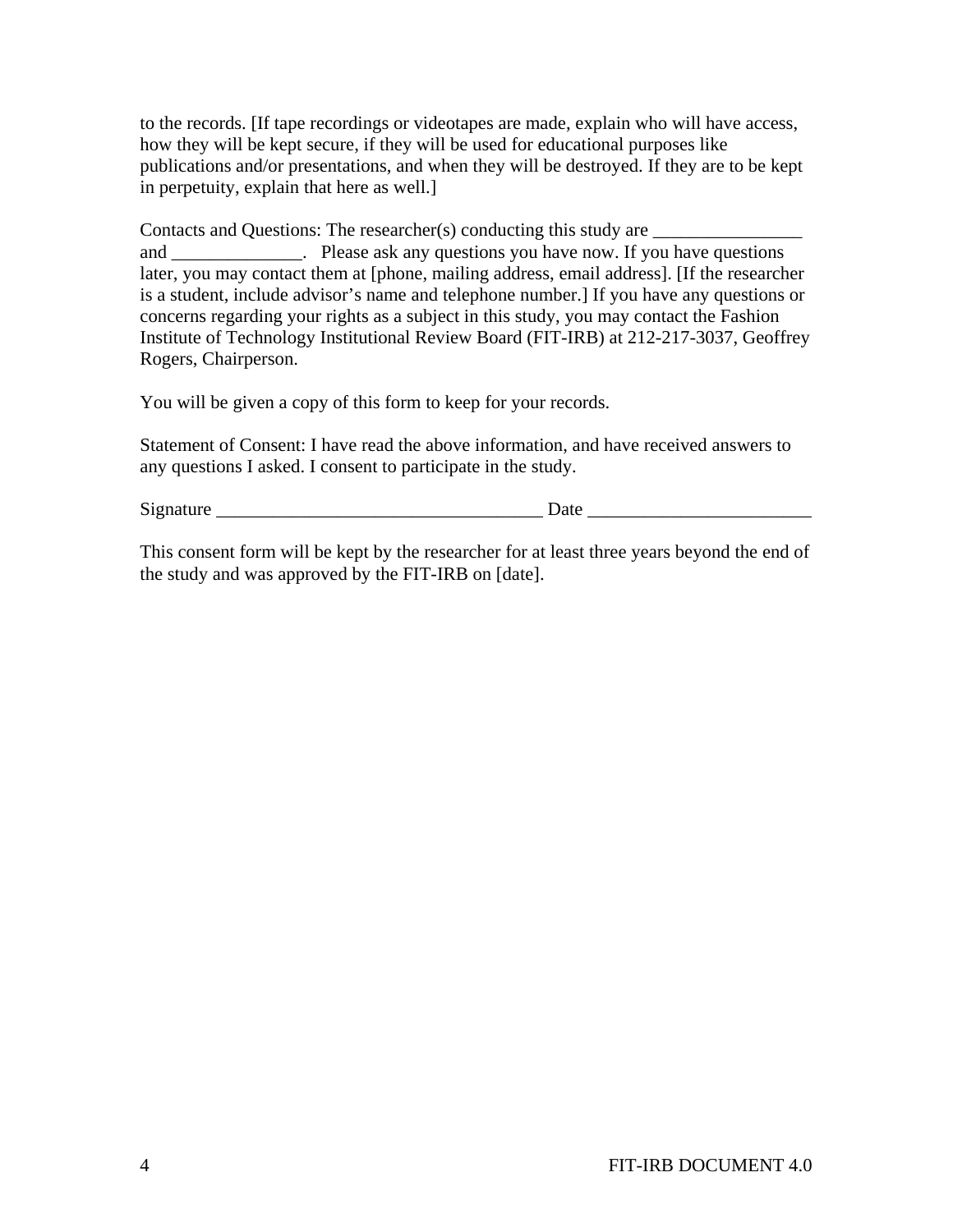to the records. [If tape recordings or videotapes are made, explain who will have access, how they will be kept secure, if they will be used for educational purposes like publications and/or presentations, and when they will be destroyed. If they are to be kept in perpetuity, explain that here as well.]

Contacts and Questions: The researcher(s) conducting this study are ________________ and ______________. Please ask any questions you have now. If you have questions later, you may contact them at [phone, mailing address, email address]. [If the researcher is a student, include advisor's name and telephone number.] If you have any questions or concerns regarding your rights as a subject in this study, you may contact the Fashion Institute of Technology Institutional Review Board (FIT-IRB) at 212-217-3037, Geoffrey Rogers, Chairperson.

You will be given a copy of this form to keep for your records.

Statement of Consent: I have read the above information, and have received answers to any questions I asked. I consent to participate in the study.

Signature ___________________________________ Date ________________________

This consent form will be kept by the researcher for at least three years beyond the end of the study and was approved by the FIT-IRB on [date].